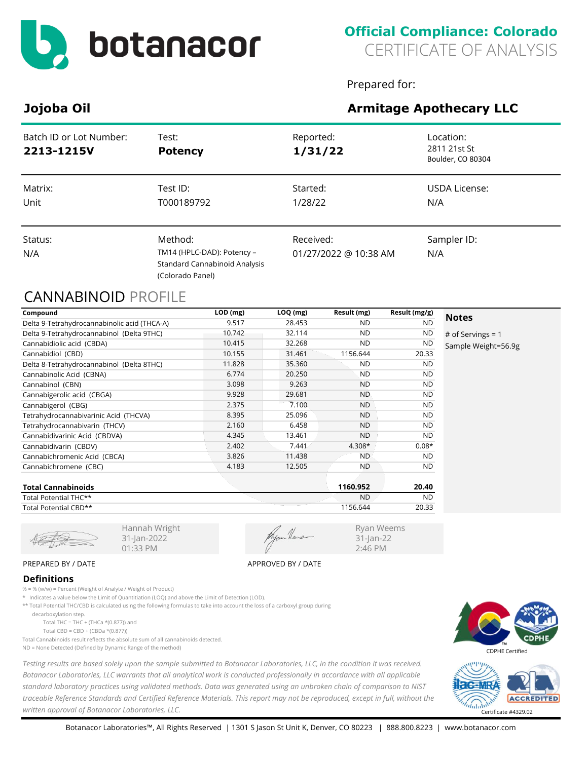# botanacor

**Official Compliance: Colorado**
CERTIFICATE OF ANALYSIS

Prepared for:

## Jojoba Oil

## Armitage Apothecary LLC

| Batch ID or Lot Number: | Test: | Reported: | Location: |
|---|---|---|---|
| **2213-1215V** | **Potency** | **1/31/22** | 2811 21st St<br>Boulder, CO 80304 |
| **Matrix:** | **Test ID:** | **Started:** | **USDA License:** |
| Unit | T000189792 | 1/28/22 | N/A |
| **Status:** | **Method:** | **Received:** | **Sampler ID:** |
| N/A | TM14 (HPLC-DAD): Potency – Standard Cannabinoid Analysis (Colorado Panel) | 01/27/2022 @ 10:38 AM | N/A |

## CANNABINOID PROFILE

| Compound | LOD (mg) | LOQ (mg) | Result (mg) | Result (mg/g) |
|---|---|---|---|---|
| Delta 9-Tetrahydrocannabinolic acid (THCA-A) | 9.517 | 28.453 | ND | ND |
| Delta 9-Tetrahydrocannabinol (Delta 9THC) | 10.742 | 32.114 | ND | ND |
| Cannabidiolic acid (CBDA) | 10.415 | 32.268 | ND | ND |
| Cannabidiol (CBD) | 10.155 | 31.461 | 1156.644 | 20.33 |
| Delta 8-Tetrahydrocannabinol (Delta 8THC) | 11.828 | 35.360 | ND | ND |
| Cannabinolic Acid (CBNA) | 6.774 | 20.250 | ND | ND |
| Cannabinol (CBN) | 3.098 | 9.263 | ND | ND |
| Cannabigerolic acid (CBGA) | 9.928 | 29.681 | ND | ND |
| Cannabigerol (CBG) | 2.375 | 7.100 | ND | ND |
| Tetrahydrocannabivarinic Acid (THCVA) | 8.395 | 25.096 | ND | ND |
| Tetrahydrocannabivarin (THCV) | 2.160 | 6.458 | ND | ND |
| Cannabidivarinic Acid (CBDVA) | 4.345 | 13.461 | ND | ND |
| Cannabidivarin (CBDV) | 2.402 | 7.441 | 4.308* | 0.08* |
| Cannabichromenic Acid (CBCA) | 3.826 | 11.438 | ND | ND |
| Cannabichromene (CBC) | 4.183 | 12.505 | ND | ND |
| **Total Cannabinoids** | | | **1160.952** | **20.40** |
| Total Potential THC** | | | ND | ND |
| Total Potential CBD** | | | 1156.644 | 20.33 |

**Notes**

# of Servings = 1
Sample Weight=56.9g

Hannah Wright
31-Jan-2022
01:33 PM

PREPARED BY / DATE

Ryan Weems
31-Jan-22
2:46 PM

APPROVED BY / DATE

### Definitions

% = % (w/w) = Percent (Weight of Analyte / Weight of Product)

* Indicates a value below the Limit of Quantitiation (LOQ) and above the Limit of Detection (LOD).

** Total Potential THC/CBD is calculated using the following formulas to take into account the loss of a carboxyl group during decarboxylation step.

Total THC = THC + (THCa *(0.877)) and

Total CBD = CBD + (CBDa *(0.877))

Total Cannabinoids result reflects the absolute sum of all cannabinoids detected.

ND = None Detected (Defined by Dynamic Range of the method)

*Testing results are based solely upon the sample submitted to Botanacor Laboratories, LLC, in the condition it was received. Botanacor Laboratories, LLC warrants that all analytical work is conducted professionally in accordance with all applicable standard laboratory practices using validated methods. Data was generated using an unbroken chain of comparison to NIST traceable Reference Standards and Certified Reference Materials. This report may not be reproduced, except in full, without the written approval of Botanacor Laboratories, LLC.*

CDPHE Certified

Certificate #4329.02

Botanacor Laboratories™, All Rights Reserved | 1301 S Jason St Unit K, Denver, CO 80223 | 888.800.8223 | www.botanacor.com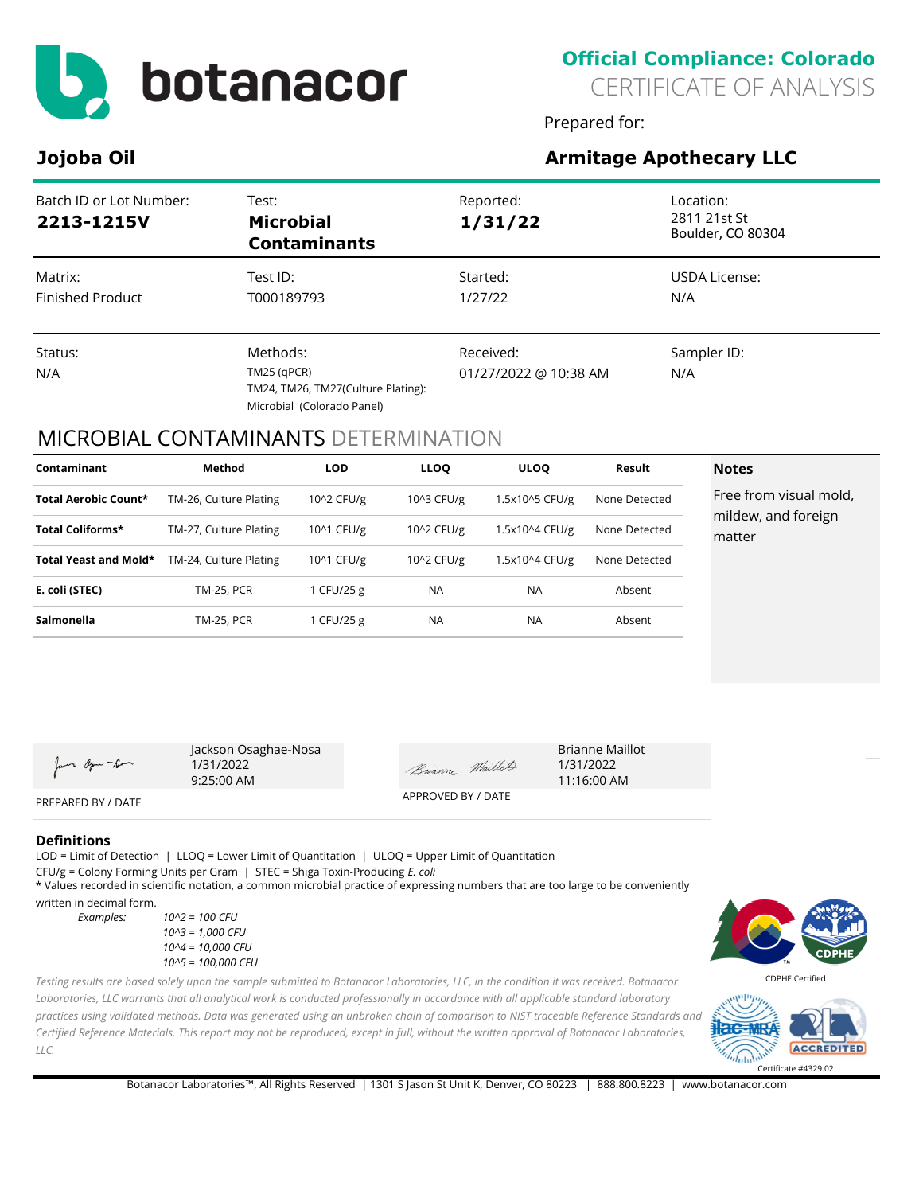# botanacor

**Official Compliance: Colorado**
CERTIFICATE OF ANALYSIS

Prepared for:

## Jojoba Oil

**Armitage Apothecary LLC**

| Batch ID or Lot Number: | Test: | Reported: | Location: |
|---|---|---|---|
| **2213-1215V** | **Microbial Contaminants** | **1/31/22** | 2811 21st St<br>Boulder, CO 80304 |
| Matrix: | Test ID: | Started: | USDA License: |
| Finished Product | T000189793 | 1/27/22 | N/A |
| Status: | Methods: | Received: | Sampler ID: |
| N/A | TM25 (qPCR)<br>TM24, TM26, TM27(Culture Plating):<br>Microbial (Colorado Panel) | 01/27/2022 @ 10:38 AM | N/A |

## MICROBIAL CONTAMINANTS DETERMINATION

| Contaminant | Method | LOD | LLOQ | ULOQ | Result |
|---|---|---|---|---|---|
| **Total Aerobic Count*** | TM-26, Culture Plating | 10^2 CFU/g | 10^3 CFU/g | 1.5x10^5 CFU/g | None Detected |
| **Total Coliforms*** | TM-27, Culture Plating | 10^1 CFU/g | 10^2 CFU/g | 1.5x10^4 CFU/g | None Detected |
| **Total Yeast and Mold*** | TM-24, Culture Plating | 10^1 CFU/g | 10^2 CFU/g | 1.5x10^4 CFU/g | None Detected |
| **E. coli (STEC)** | TM-25, PCR | 1 CFU/25 g | NA | NA | Absent |
| **Salmonella** | TM-25, PCR | 1 CFU/25 g | NA | NA | Absent |

**Notes**

Free from visual mold, mildew, and foreign matter

Jackson Osaghae-Nosa
1/31/2022
9:25:00 AM

PREPARED BY / DATE

Brianne Maillot
1/31/2022
11:16:00 AM

APPROVED BY / DATE

### Definitions

LOD = Limit of Detection | LLOQ = Lower Limit of Quantitation | ULOQ = Upper Limit of Quantitation
CFU/g = Colony Forming Units per Gram | STEC = Shiga Toxin-Producing *E. coli*
* Values recorded in scientific notation, a common microbial practice of expressing numbers that are too large to be conveniently written in decimal form.

*Examples:* *10^2 = 100 CFU*
*10^3 = 1,000 CFU*
*10^4 = 10,000 CFU*
*10^5 = 100,000 CFU*

*Testing results are based solely upon the sample submitted to Botanacor Laboratories, LLC, in the condition it was received. Botanacor Laboratories, LLC warrants that all analytical work is conducted professionally in accordance with all applicable standard laboratory practices using validated methods. Data was generated using an unbroken chain of comparison to NIST traceable Reference Standards and Certified Reference Materials. This report may not be reproduced, except in full, without the written approval of Botanacor Laboratories, LLC.*

CDPHE Certified

Certificate #4329.02

Botanacor Laboratories™, All Rights Reserved | 1301 S Jason St Unit K, Denver, CO 80223 | 888.800.8223 | www.botanacor.com